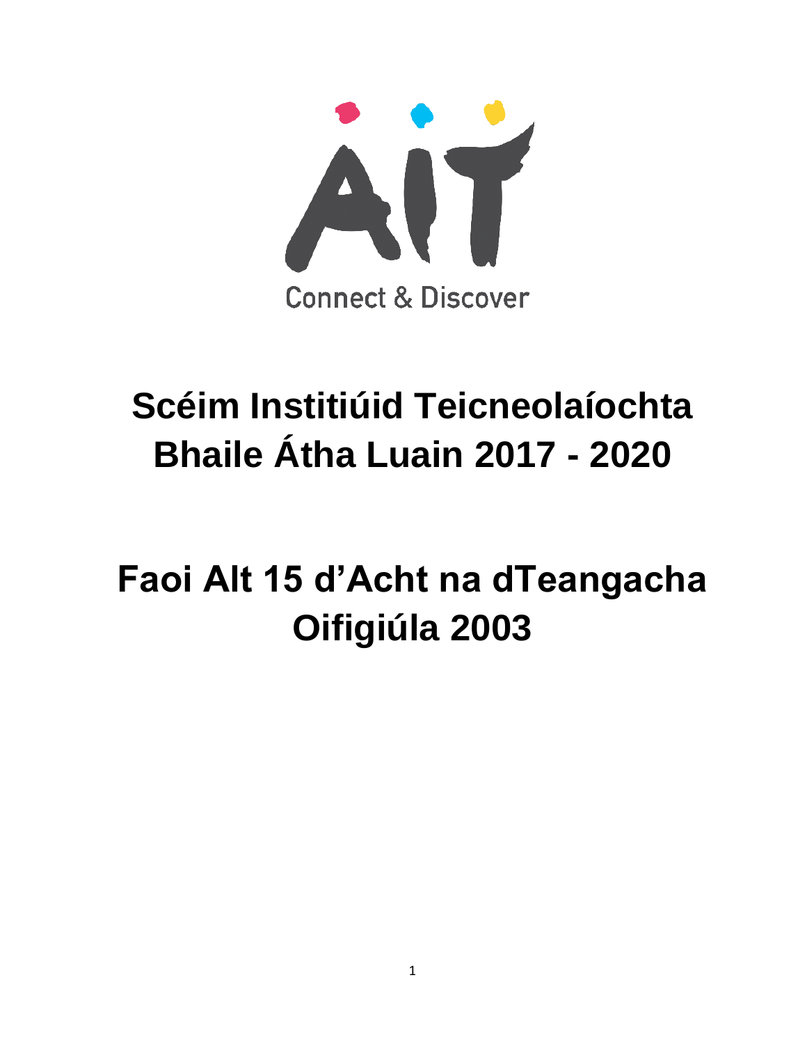AIT

Connect & Discover

# Scéim Institiúid Teicneolaíochta Bhaile Átha Luain 2017 - 2020

# Faoi Alt 15 d'Acht na dTeangacha Oifigiúla 2003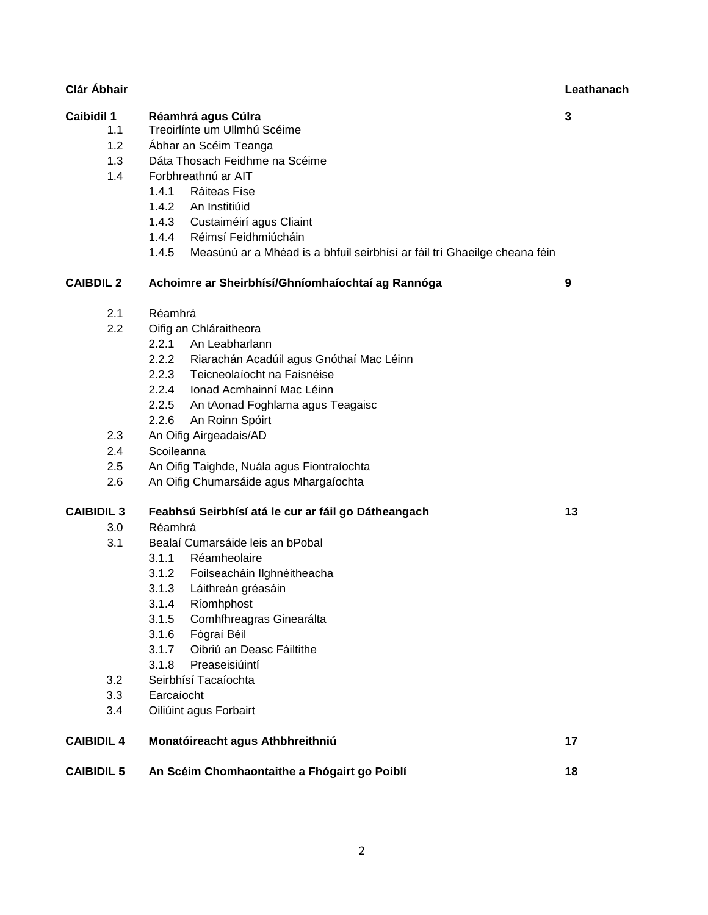| **Clár Ábhair** | | **Leathanach** |
|---|---|---|
| **Caibidil 1** | **Réamhrá agus Cúlra** | **3** |
| 1.1 | Treoirlínte um Ullmhú Scéime | |
| 1.2 | Ábhar an Scéim Teanga | |
| 1.3 | Dáta Thosach Feidhme na Scéime | |
| 1.4 | Forbhreathnú ar AIT | |
| | 1.4.1 Ráiteas Físe | |
| | 1.4.2 An Institiúid | |
| | 1.4.3 Custaiméirí agus Cliaint | |
| | 1.4.4 Réimsí Feidhmiúcháin | |
| | 1.4.5 Measúnú ar a Mhéad is a bhfuil seirbhísí ar fáil trí Ghaeilge cheana féin | |
| **CAIBDIL 2** | **Achoimre ar Sheirbhísí/Ghníomhaíochtaí ag Rannóga** | **9** |
| 2.1 | Réamhrá | |
| 2.2 | Oifig an Chláraitheora | |
| | 2.2.1 An Leabharlann | |
| | 2.2.2 Riarachán Acadúil agus Gnóthaí Mac Léinn | |
| | 2.2.3 Teicneolaíocht na Faisnéise | |
| | 2.2.4 Ionad Acmhainní Mac Léinn | |
| | 2.2.5 An tAonad Foghlama agus Teagaisc | |
| | 2.2.6 An Roinn Spóirt | |
| 2.3 | An Oifig Airgeadais/AD | |
| 2.4 | Scoileanna | |
| 2.5 | An Oifig Taighde, Nuála agus Fiontraíochta | |
| 2.6 | An Oifig Chumarsáide agus Mhargaíochta | |
| **CAIBIDIL 3** | **Feabhsú Seirbhísí atá le cur ar fáil go Dátheangach** | **13** |
| 3.0 | Réamhrá | |
| 3.1 | Bealaí Cumarsáide leis an bPobal | |
| | 3.1.1 Réamheolaire | |
| | 3.1.2 Foilseacháin Ilghnéitheacha | |
| | 3.1.3 Láithreán gréasáin | |
| | 3.1.4 Ríomhphost | |
| | 3.1.5 Comhfhreagras Ginearálta | |
| | 3.1.6 Fógraí Béil | |
| | 3.1.7 Oibriú an Deasc Fáiltithe | |
| | 3.1.8 Preaseisiúintí | |
| 3.2 | Seirbhísí Tacaíochta | |
| 3.3 | Earcaíocht | |
| 3.4 | Oiliúint agus Forbairt | |
| **CAIBIDIL 4** | **Monatóireacht agus Athbhreithniú** | **17** |
| **CAIBIDIL 5** | **An Scéim Chomhaontaithe a Fhógairt go Poiblí** | **18** |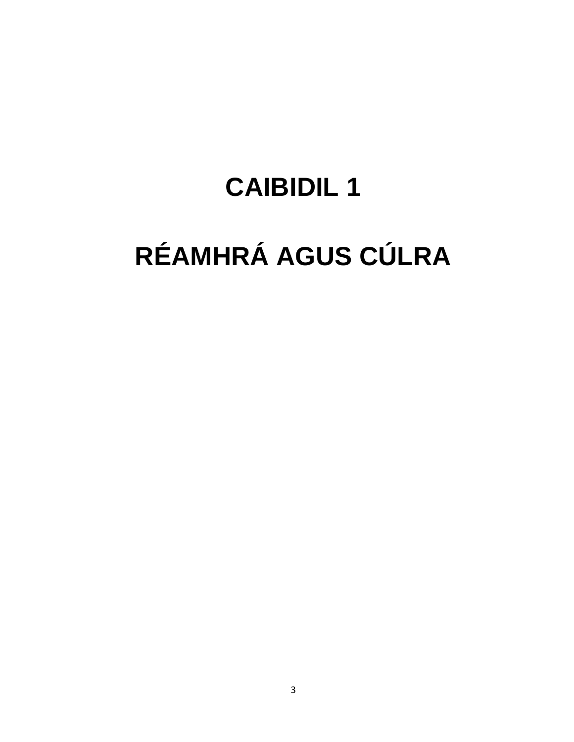# CAIBIDIL 1

# RÉAMHRÁ AGUS CÚLRA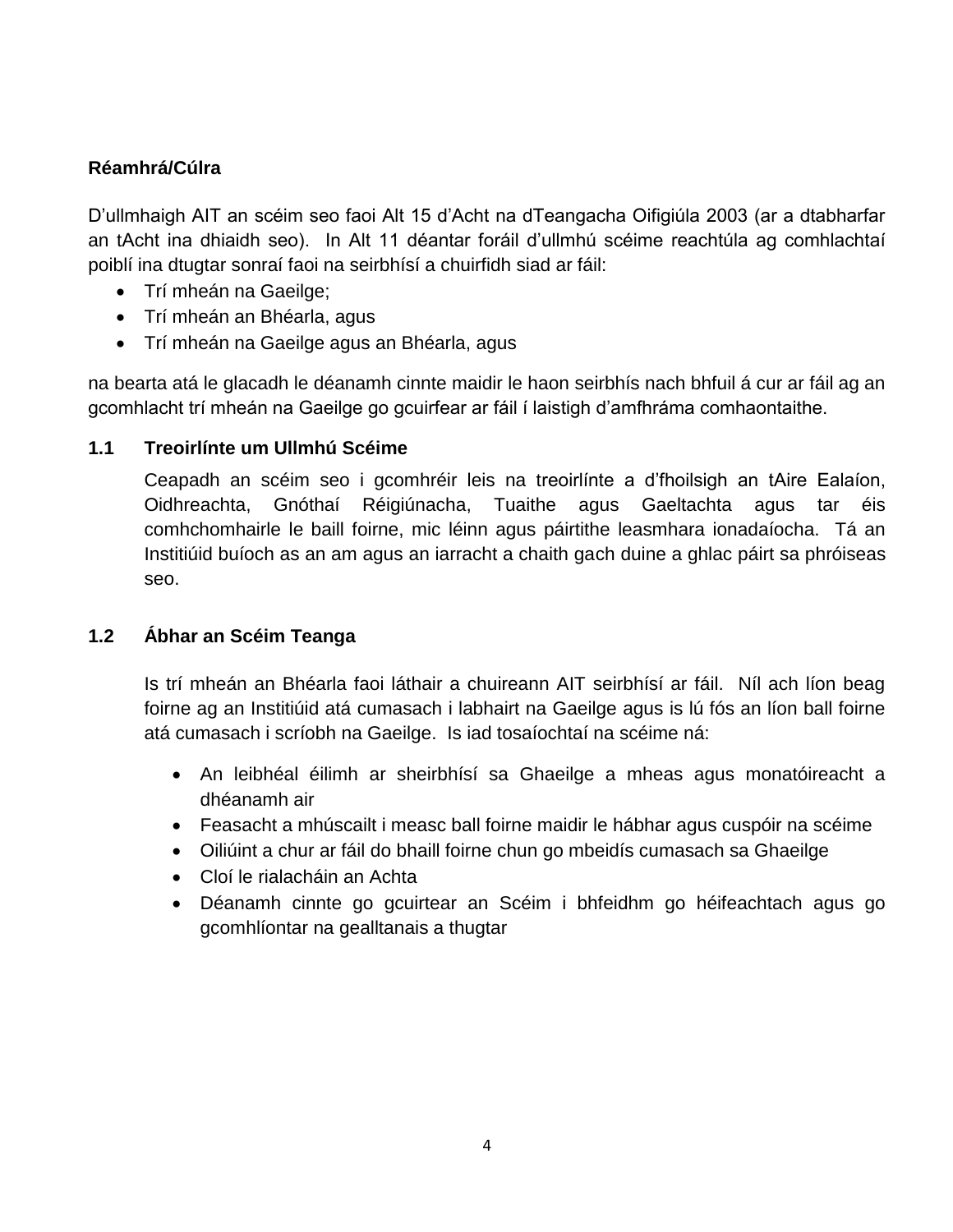**Réamhrá/Cúlra**

D'ullmhaigh AIT an scéim seo faoi Alt 15 d'Acht na dTeangacha Oifigiúla 2003 (ar a dtabharfar an tAcht ina dhiaidh seo). In Alt 11 déantar foráil d'ullmhú scéime reachtúla ag comhlachtaí poiblí ina dtugtar sonraí faoi na seirbhísí a chuirfidh siad ar fáil:

- Trí mheán na Gaeilge;
- Trí mheán an Bhéarla, agus
- Trí mheán na Gaeilge agus an Bhéarla, agus

na bearta atá le glacadh le déanamh cinnte maidir le haon seirbhís nach bhfuil á cur ar fáil ag an gcomhlacht trí mheán na Gaeilge go gcuirfear ar fáil í laistigh d'amfhráma comhaontaithe.

## 1.1 Treoirlínte um Ullmhú Scéime

Ceapadh an scéim seo i gcomhréir leis na treoirlínte a d'fhoilsigh an tAire Ealaíon, Oidhreachta, Gnóthaí Réigiúnacha, Tuaithe agus Gaeltachta agus tar éis comhchomhairle le baill foirne, mic léinn agus páirtithe leasmhara ionadaíocha. Tá an Institiúid buíoch as an am agus an iarracht a chaith gach duine a ghlac páirt sa phróiseas seo.

## 1.2 Ábhar an Scéim Teanga

Is trí mheán an Bhéarla faoi láthair a chuireann AIT seirbhísí ar fáil. Níl ach líon beag foirne ag an Institiúid atá cumasach i labhairt na Gaeilge agus is lú fós an líon ball foirne atá cumasach i scríobh na Gaeilge. Is iad tosaíochtaí na scéime ná:

- An leibhéal éilimh ar sheirbhísí sa Ghaeilge a mheas agus monatóireacht a dhéanamh air
- Feasacht a mhúscailt i measc ball foirne maidir le hábhar agus cuspóir na scéime
- Oiliúint a chur ar fáil do bhaill foirne chun go mbeidís cumasach sa Ghaeilge
- Cloí le rialacháin an Achta
- Déanamh cinnte go gcuirtear an Scéim i bhfeidhm go héifeachtach agus go gcomhlíontar na gealltanais a thugtar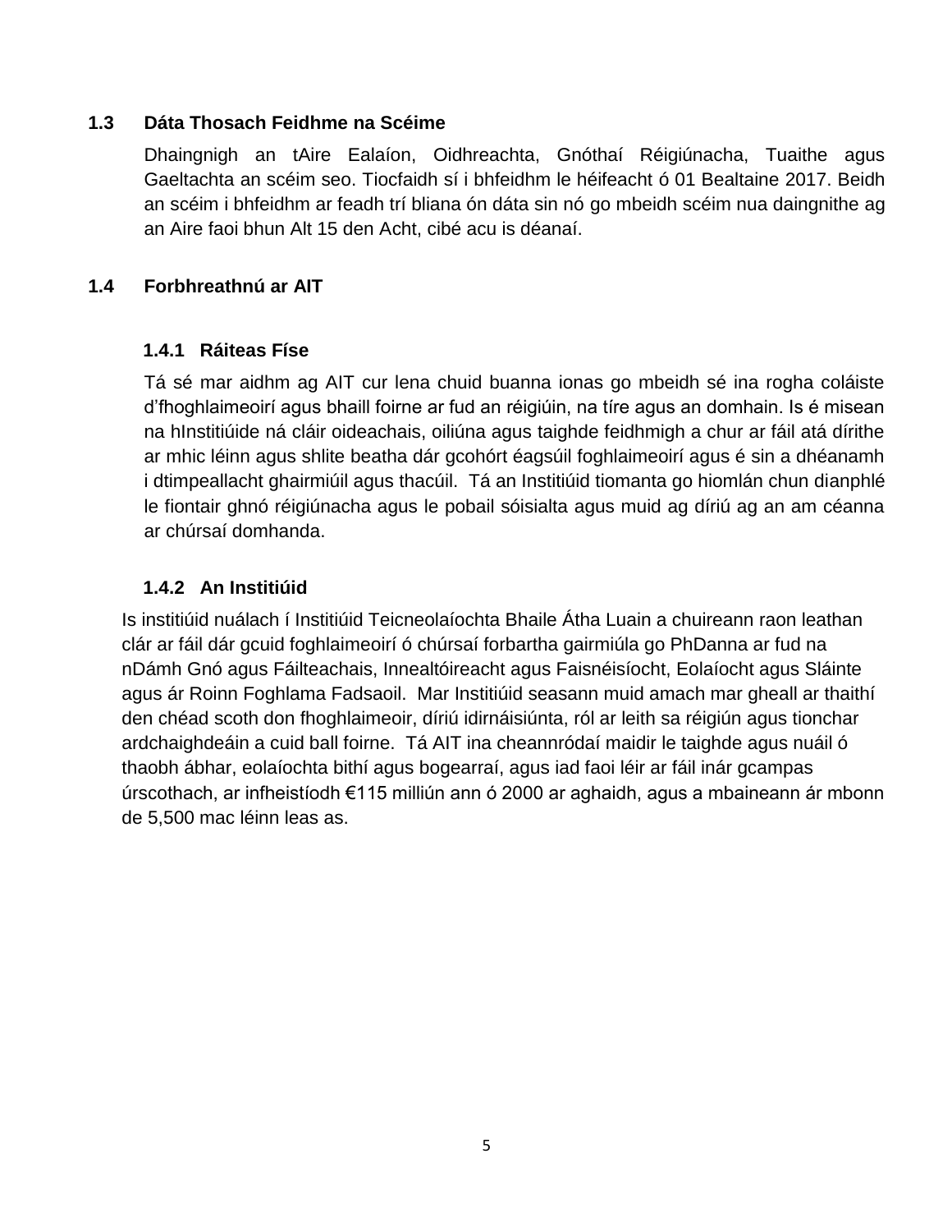## 1.3 Dáta Thosach Feidhme na Scéime

Dhaingnigh an tAire Ealaíon, Oidhreachta, Gnóthaí Réigiúnacha, Tuaithe agus Gaeltachta an scéim seo. Tiocfaidh sí i bhfeidhm le héifeacht ó 01 Bealtaine 2017. Beidh an scéim i bhfeidhm ar feadh trí bliana ón dáta sin nó go mbeidh scéim nua daingnithe ag an Aire faoi bhun Alt 15 den Acht, cibé acu is déanaí.

## 1.4 Forbhreathnú ar AIT

### 1.4.1 Ráiteas Físe

Tá sé mar aidhm ag AIT cur lena chuid buanna ionas go mbeidh sé ina rogha coláiste d'fhoghlaimeoirí agus bhaill foirne ar fud an réigiúin, na tíre agus an domhain. Is é misean na hInstitiúide ná cláir oideachais, oiliúna agus taighde feidhmigh a chur ar fáil atá dírithe ar mhic léinn agus shlite beatha dár gcohórt éagsúil foghlaimeoirí agus é sin a dhéanamh i dtimpeallacht ghairmiúil agus thacúil. Tá an Institiúid tiomanta go hiomlán chun dianphlé le fiontair ghnó réigiúnacha agus le pobail sóisialta agus muid ag díriú ag an am céanna ar chúrsaí domhanda.

### 1.4.2 An Institiúid

Is institiúid nuálach í Institiúid Teicneolaíochta Bhaile Átha Luain a chuireann raon leathan clár ar fáil dár gcuid foghlaimeoirí ó chúrsaí forbartha gairmiúla go PhDanna ar fud na nDámh Gnó agus Fáilteachais, Innealtóireacht agus Faisnéisíocht, Eolaíocht agus Sláinte agus ár Roinn Foghlama Fadsaoil. Mar Institiúid seasann muid amach mar gheall ar thaithí den chéad scoth don fhoghlaimeoir, díriú idirnáisiúnta, ról ar leith sa réigiún agus tionchar ardchaighdeáin a cuid ball foirne. Tá AIT ina cheannródaí maidir le taighde agus nuáil ó thaobh ábhar, eolaíochta bithí agus bogearraí, agus iad faoi léir ar fáil inár gcampas úrscothach, ar infheistíodh €115 milliún ann ó 2000 ar aghaidh, agus a mbaineann ár mbonn de 5,500 mac léinn leas as.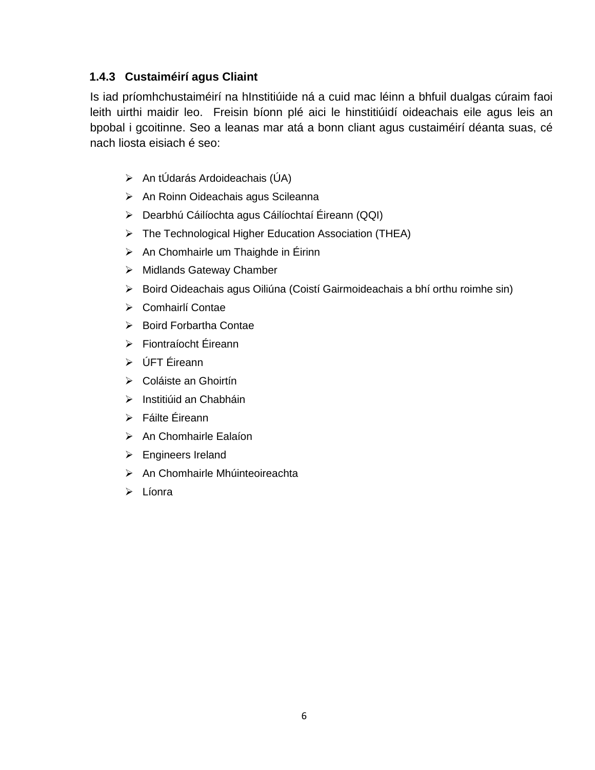### 1.4.3 Custaiméirí agus Cliaint

Is iad príomhchustaiméirí na hInstitiúide ná a cuid mac léinn a bhfuil dualgas cúraim faoi leith uirthi maidir leo. Freisin bíonn plé aici le hinstitiúidí oideachais eile agus leis an bpobal i gcoitinne. Seo a leanas mar atá a bonn cliant agus custaiméirí déanta suas, cé nach liosta eisiach é seo:

- An tÚdarás Ardoideachais (ÚA)
- An Roinn Oideachais agus Scileanna
- Dearbhú Cáilíochta agus Cáilíochtaí Éireann (QQI)
- The Technological Higher Education Association (THEA)
- An Chomhairle um Thaighde in Éirinn
- Midlands Gateway Chamber
- Boird Oideachais agus Oiliúna (Coistí Gairmoideachais a bhí orthu roimhe sin)
- Comhairlí Contae
- Boird Forbartha Contae
- Fiontraíocht Éireann
- ÚFT Éireann
- Coláiste an Ghoirtín
- Institiúid an Chabháin
- Fáilte Éireann
- An Chomhairle Ealaíon
- Engineers Ireland
- An Chomhairle Mhúinteoireachta
- Líonra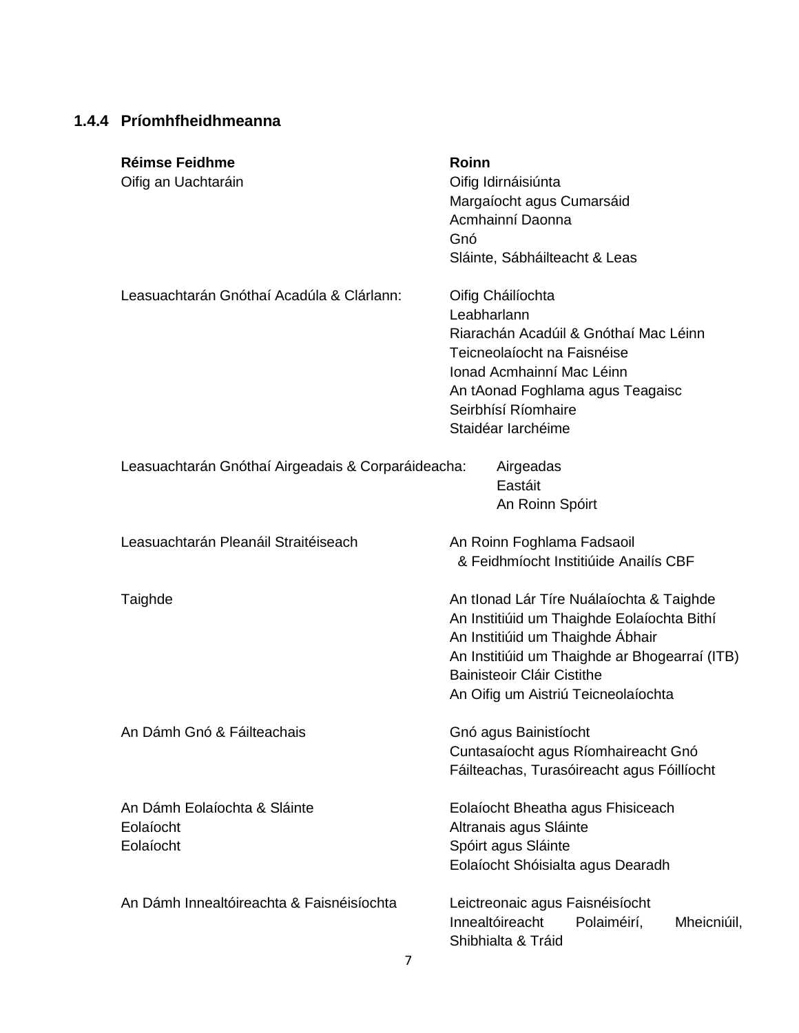### 1.4.4 Príomhfheidhmeanna

| Réimse Feidhme | Roinn |
|---|---|
| Oifig an Uachtaráin | Oifig Idirnáisiúnta<br>Margaíocht agus Cumarsáid<br>Acmhainní Daonna<br>Gnó<br>Sláinte, Sábháilteacht & Leas |
| Leasuachtarán Gnóthaí Acadúla & Clárlann: | Oifig Cháilíochta<br>Leabharlann<br>Riarachán Acadúil & Gnóthaí Mac Léinn<br>Teicneolaíocht na Faisnéise<br>Ionad Acmhainní Mac Léinn<br>An tAonad Foghlama agus Teagaisc<br>Seirbhísí Ríomhaire<br>Staidéar Iarchéime |
| Leasuachtarán Gnóthaí Airgeadais & Corparáideacha: | Airgeadas<br>Eastáit<br>An Roinn Spóirt |
| Leasuachtarán Pleanáil Straitéiseach | An Roinn Foghlama Fadsaoil<br>& Feidhmíocht Institiúide Anailís CBF |
| Taighde | An tIonad Lár Tíre Nuálaíochta & Taighde<br>An Institiúid um Thaighde Eolaíochta Bithí<br>An Institiúid um Thaighde Ábhair<br>An Institiúid um Thaighde ar Bhogearraí (ITB)<br>Bainisteoir Cláir Cistithe<br>An Oifig um Aistriú Teicneolaíochta |
| An Dámh Gnó & Fáilteachais | Gnó agus Bainistíocht<br>Cuntasaíocht agus Ríomhaireacht Gnó<br>Fáilteachas, Turasóireacht agus Fóillíocht |
| An Dámh Eolaíochta & Sláinte<br>Eolaíocht<br>Eolaíocht | Eolaíocht Bheatha agus Fhisiceach<br>Altranais agus Sláinte<br>Spóirt agus Sláinte<br>Eolaíocht Shóisialta agus Dearadh |
| An Dámh Innealtóireachta & Faisnéisíochta | Leictreonaic agus Faisnéisíocht<br>Innealtóireacht Polaiméirí, Mheicniúil, Shibhialta & Tráid |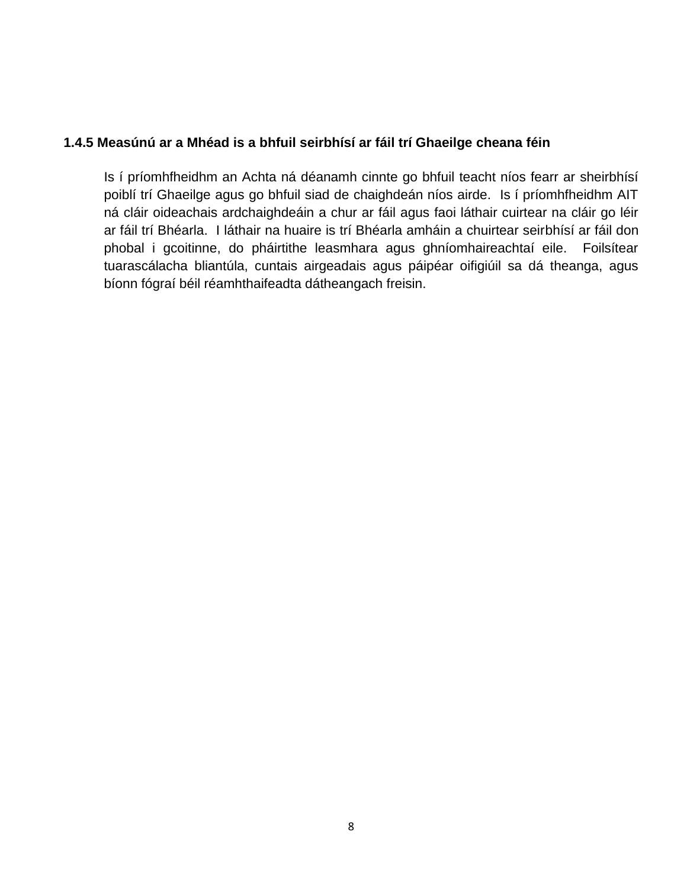### 1.4.5 Measúnú ar a Mhéad is a bhfuil seirbhísí ar fáil trí Ghaeilge cheana féin

Is í príomhfheidhm an Achta ná déanamh cinnte go bhfuil teacht níos fearr ar sheirbhísí poiblí trí Ghaeilge agus go bhfuil siad de chaighdeán níos airde. Is í príomhfheidhm AIT ná cláir oideachais ardchaighdeáin a chur ar fáil agus faoi láthair cuirtear na cláir go léir ar fáil trí Bhéarla. I láthair na huaire is trí Bhéarla amháin a chuirtear seirbhísí ar fáil don phobal i gcoitinne, do pháirtithe leasmhara agus ghníomhaireachtaí eile. Foilsítear tuarascálacha bliantúla, cuntais airgeadais agus páipéar oifigiúil sa dá theanga, agus bíonn fógraí béil réamhthaifeadta dátheangach freisin.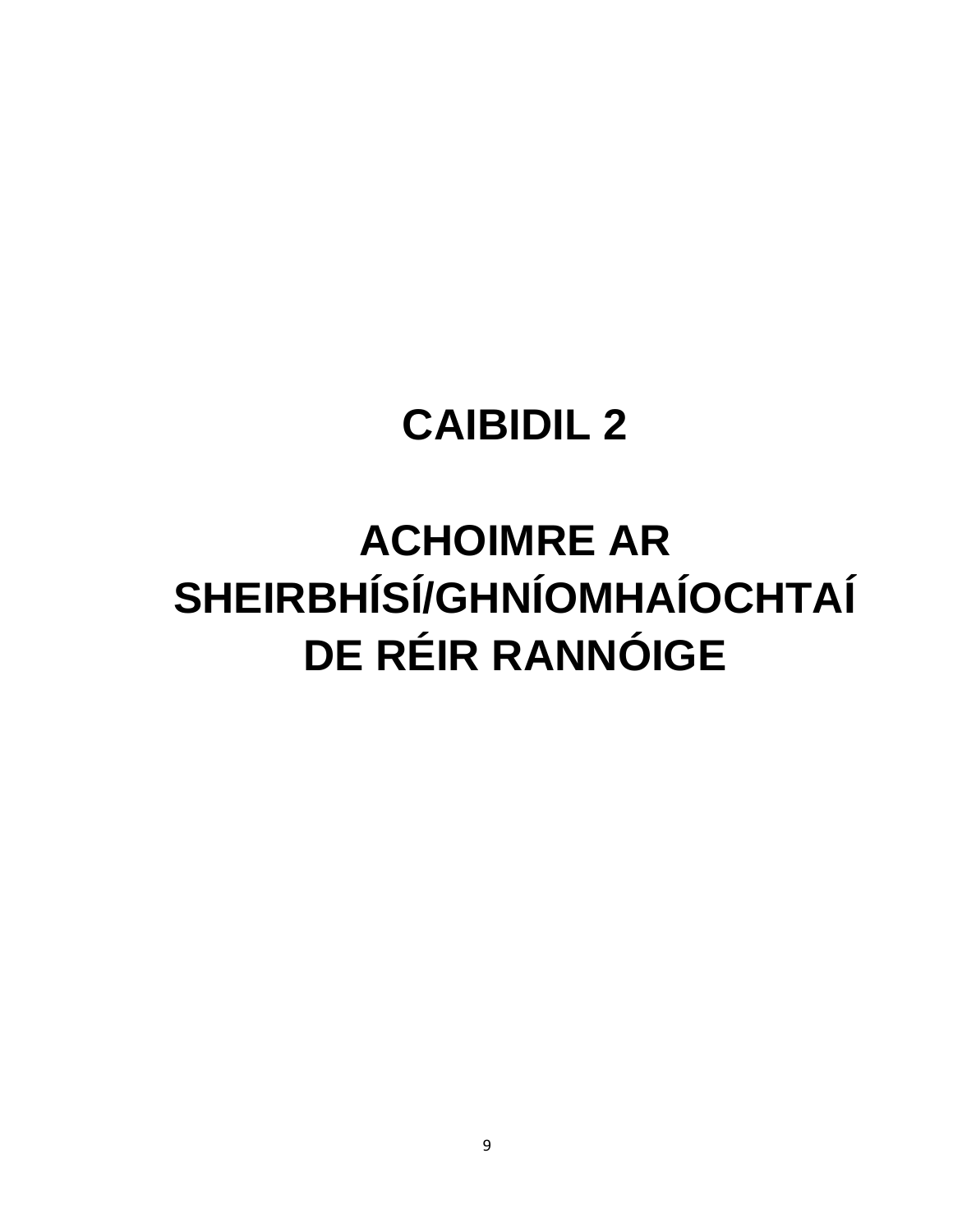# CAIBIDIL 2

# ACHOIMRE AR SHEIRBHÍSÍ/GHNÍOMHAÍOCHTAÍ DE RÉIR RANNÓIGE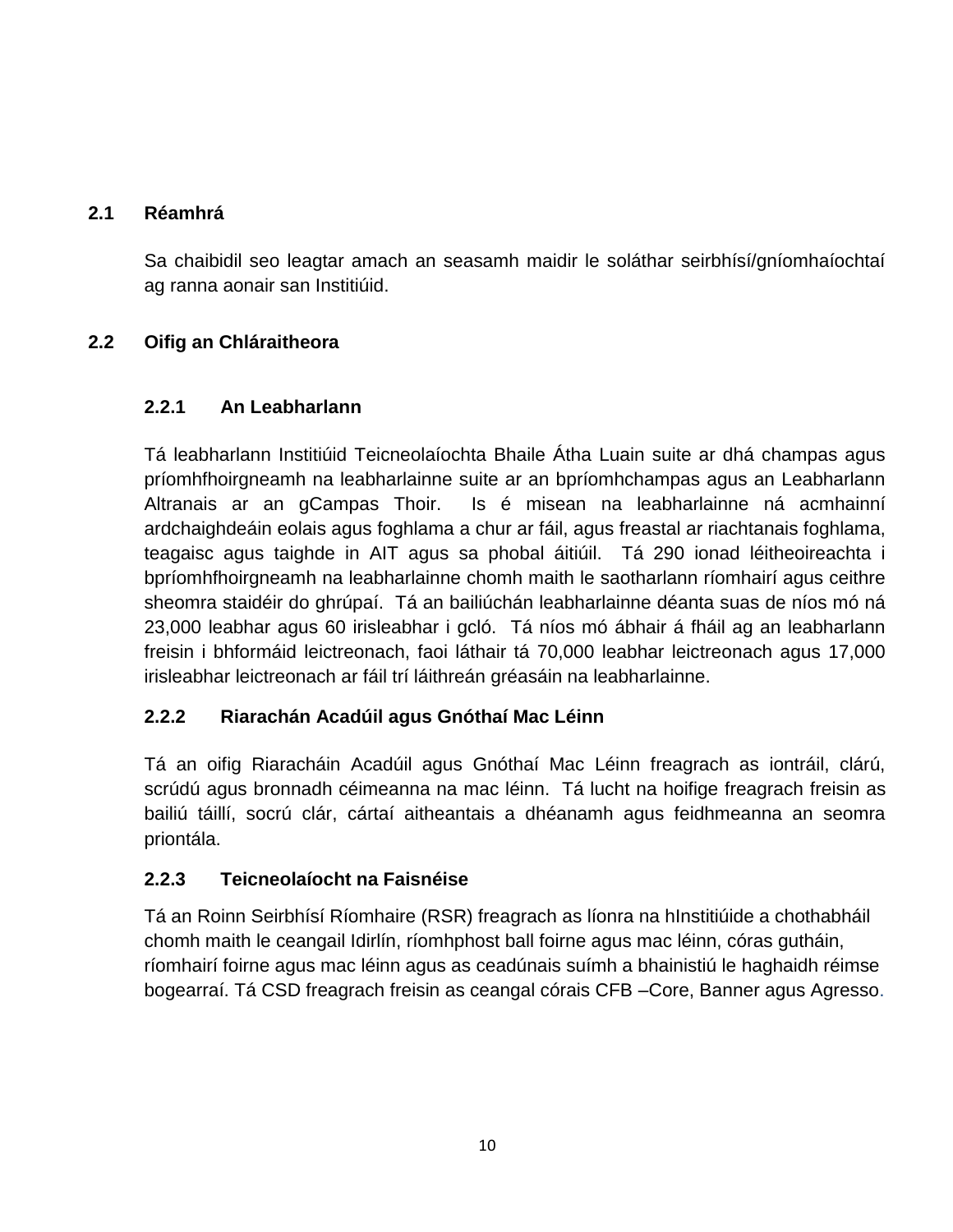## 2.1 Réamhrá

Sa chaibidil seo leagtar amach an seasamh maidir le soláthar seirbhísí/gníomhaíochtaí ag ranna aonair san Institiúid.

## 2.2 Oifig an Chláraitheora

### 2.2.1 An Leabharlann

Tá leabharlann Institiúid Teicneolaíochta Bhaile Átha Luain suite ar dhá champas agus príomhfhoirgneamh na leabharlainne suite ar an bpríomhchampas agus an Leabharlann Altranais ar an gCampas Thoir. Is é misean na leabharlainne ná acmhainní ardchaighdeáin eolais agus foghlama a chur ar fáil, agus freastal ar riachtanais foghlama, teagaisc agus taighde in AIT agus sa phobal áitiúil. Tá 290 ionad léitheoireachta i bpríomhfhoirgneamh na leabharlainne chomh maith le saotharlann ríomhairí agus ceithre sheomra staidéir do ghrúpaí. Tá an bailiúchán leabharlainne déanta suas de níos mó ná 23,000 leabhar agus 60 irisleabhar i gcló. Tá níos mó ábhair á fháil ag an leabharlann freisin i bhformáid leictreonach, faoi láthair tá 70,000 leabhar leictreonach agus 17,000 irisleabhar leictreonach ar fáil trí láithreán gréasáin na leabharlainne.

### 2.2.2 Riarachán Acadúil agus Gnóthaí Mac Léinn

Tá an oifig Riaracháin Acadúil agus Gnóthaí Mac Léinn freagrach as iontráil, clárú, scrúdú agus bronnadh céimeanna na mac léinn. Tá lucht na hoifige freagrach freisin as bailiú táillí, socrú clár, cártaí aitheantais a dhéanamh agus feidhmeanna an seomra priontála.

### 2.2.3 Teicneolaíocht na Faisnéise

Tá an Roinn Seirbhísí Ríomhaire (RSR) freagrach as líonra na hInstitiúide a chothabháil chomh maith le ceangail Idirlín, ríomhphost ball foirne agus mac léinn, córas gutháin, ríomhairí foirne agus mac léinn agus as ceadúnais suímh a bhainistiú le haghaidh réimse bogearraí. Tá CSD freagrach freisin as ceangal córais CFB –Core, Banner agus Agresso.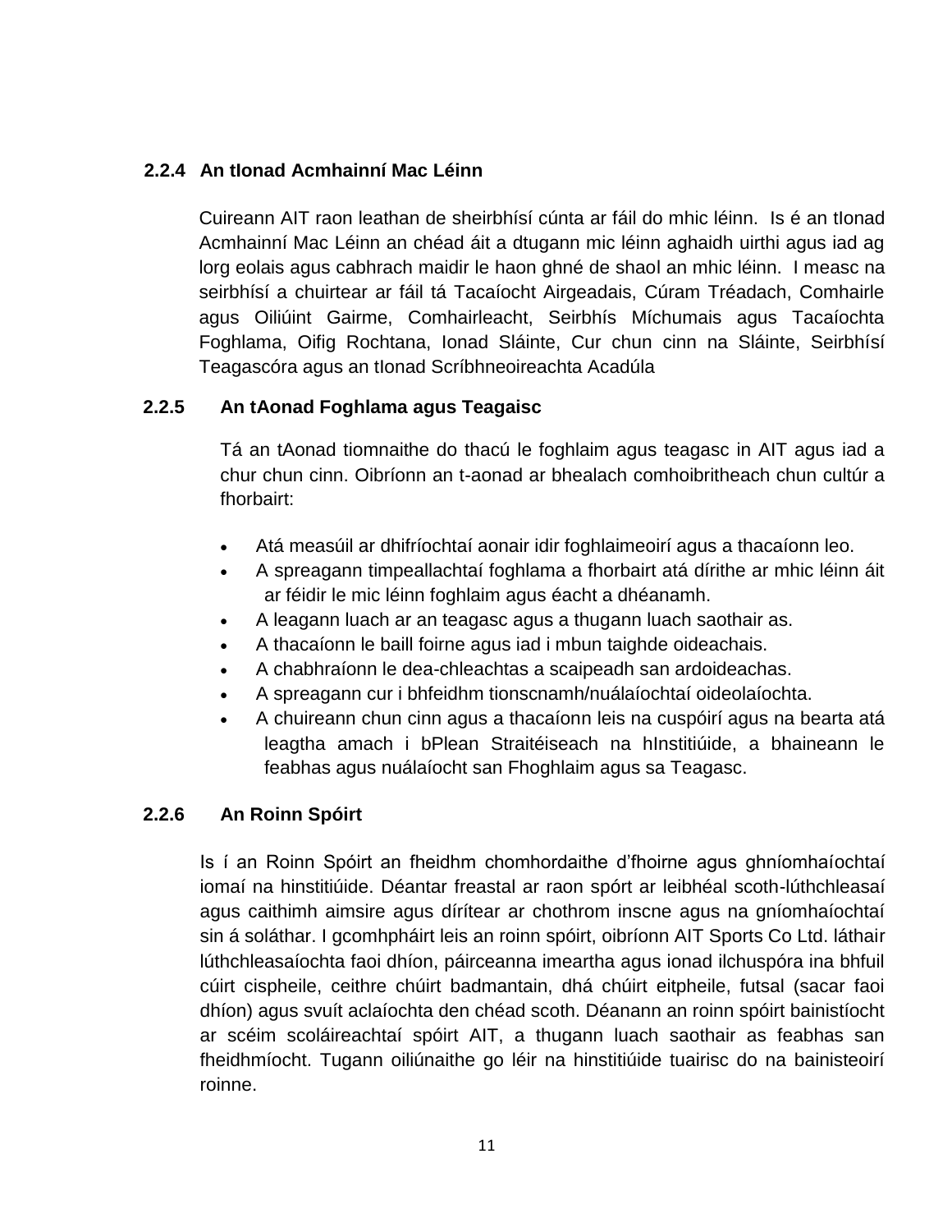### 2.2.4 An tIonad Acmhainní Mac Léinn

Cuireann AIT raon leathan de sheirbhísí cúnta ar fáil do mhic léinn. Is é an tIonad Acmhainní Mac Léinn an chéad áit a dtugann mic léinn aghaidh uirthi agus iad ag lorg eolais agus cabhrach maidir le haon ghné de shaol an mhic léinn. I measc na seirbhísí a chuirtear ar fáil tá Tacaíocht Airgeadais, Cúram Tréadach, Comhairle agus Oiliúint Gairme, Comhairleacht, Seirbhís Míchumais agus Tacaíochta Foghlama, Oifig Rochtana, Ionad Sláinte, Cur chun cinn na Sláinte, Seirbhísí Teagascóra agus an tIonad Scríbhneoireachta Acadúla

### 2.2.5 An tAonad Foghlama agus Teagaisc

Tá an tAonad tiomnaithe do thacú le foghlaim agus teagasc in AIT agus iad a chur chun cinn. Oibríonn an t-aonad ar bhealach comhoibritheach chun cultúr a fhorbairt:

- Atá measúil ar dhifríochtaí aonair idir foghlaimeoirí agus a thacaíonn leo.
- A spreagann timpeallachtaí foghlama a fhorbairt atá dírithe ar mhic léinn áit ar féidir le mic léinn foghlaim agus éacht a dhéanamh.
- A leagann luach ar an teagasc agus a thugann luach saothair as.
- A thacaíonn le baill foirne agus iad i mbun taighde oideachais.
- A chabhraíonn le dea-chleachtas a scaipeadh san ardoideachas.
- A spreagann cur i bhfeidhm tionscnamh/nuálaíochtaí oideolaíochta.
- A chuireann chun cinn agus a thacaíonn leis na cuspóirí agus na bearta atá leagtha amach i bPlean Straitéiseach na hInstitiúide, a bhaineann le feabhas agus nuálaíocht san Fhoghlaim agus sa Teagasc.

### 2.2.6 An Roinn Spóirt

Is í an Roinn Spóirt an fheidhm chomhordaithe d'fhoirne agus ghníomhaíochtaí iomaí na hinstitiúide. Déantar freastal ar raon spórt ar leibhéal scoth-lúthchleasaí agus caithimh aimsire agus dírítear ar chothrom inscne agus na gníomhaíochtaí sin á soláthar. I gcomhpháirt leis an roinn spóirt, oibríonn AIT Sports Co Ltd. láthair lúthchleasaíochta faoi dhíon, páirceanna imeartha agus ionad ilchuspóra ina bhfuil cúirt cispheile, ceithre chúirt badmantain, dhá chúirt eitpheile, futsal (sacar faoi dhíon) agus svuít aclaíochta den chéad scoth. Déanann an roinn spóirt bainistíocht ar scéim scoláireachtaí spóirt AIT, a thugann luach saothair as feabhas san fheidhmíocht. Tugann oiliúnaithe go léir na hinstitiúide tuairisc do na bainisteoirí roinne.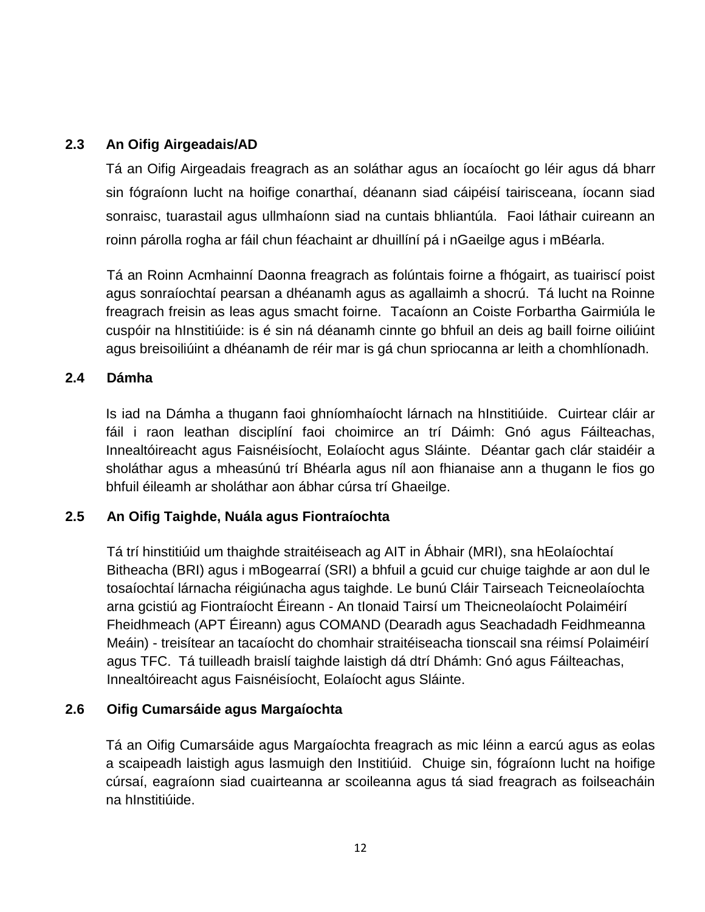### 2.3 An Oifig Airgeadais/AD

Tá an Oifig Airgeadais freagrach as an soláthar agus an íocaíocht go léir agus dá bharr sin fógraíonn lucht na hoifige conarthaí, déanann siad cáipéisí tairisceana, íocann siad sonraisc, tuarastail agus ullmhaíonn siad na cuntais bhliantúla. Faoi láthair cuireann an roinn párolla rogha ar fáil chun féachaint ar dhuillíní pá i nGaeilge agus i mBéarla.

Tá an Roinn Acmhainní Daonna freagrach as folúntais foirne a fhógairt, as tuairiscí poist agus sonraíochtaí pearsan a dhéanamh agus as agallaimh a shocrú. Tá lucht na Roinne freagrach freisin as leas agus smacht foirne. Tacaíonn an Coiste Forbartha Gairmiúla le cuspóir na hInstitiúide: is é sin ná déanamh cinnte go bhfuil an deis ag baill foirne oiliúint agus breisoiliúint a dhéanamh de réir mar is gá chun spriocanna ar leith a chomhlíonadh.

### 2.4 Dámha

Is iad na Dámha a thugann faoi ghníomhaíocht lárnach na hInstitiúide. Cuirtear cláir ar fáil i raon leathan disciplíní faoi choimirce an trí Dáimh: Gnó agus Fáilteachas, Innealtóireacht agus Faisnéisíocht, Eolaíocht agus Sláinte. Déantar gach clár staidéir a sholáthar agus a mheasúnú trí Bhéarla agus níl aon fhianaise ann a thugann le fios go bhfuil éileamh ar sholáthar aon ábhar cúrsa trí Ghaeilge.

### 2.5 An Oifig Taighde, Nuála agus Fiontraíochta

Tá trí hinstitiúid um thaighde straitéiseach ag AIT in Ábhair (MRI), sna hEolaíochtaí Bitheacha (BRI) agus i mBogearraí (SRI) a bhfuil a gcuid cur chuige taighde ar aon dul le tosaíochtaí lárnacha réigiúnacha agus taighde. Le bunú Cláir Tairseach Teicneolaíochta arna gcistiú ag Fiontraíocht Éireann - An tIonaid Tairsí um Theicneolaíocht Polaiméirí Fheidhmeach (APT Éireann) agus COMAND (Dearadh agus Seachadadh Feidhmeanna Meáin) - treisítear an tacaíocht do chomhair straitéiseacha tionscail sna réimsí Polaiméirí agus TFC. Tá tuilleadh braislí taighde laistigh dá dtrí Dhámh: Gnó agus Fáilteachas, Innealtóireacht agus Faisnéisíocht, Eolaíocht agus Sláinte.

### 2.6 Oifig Cumarsáide agus Margaíochta

Tá an Oifig Cumarsáide agus Margaíochta freagrach as mic léinn a earcú agus as eolas a scaipeadh laistigh agus lasmuigh den Institiúid. Chuige sin, fógraíonn lucht na hoifige cúrsaí, eagraíonn siad cuairteanna ar scoileanna agus tá siad freagrach as foilseacháin na hInstitiúide.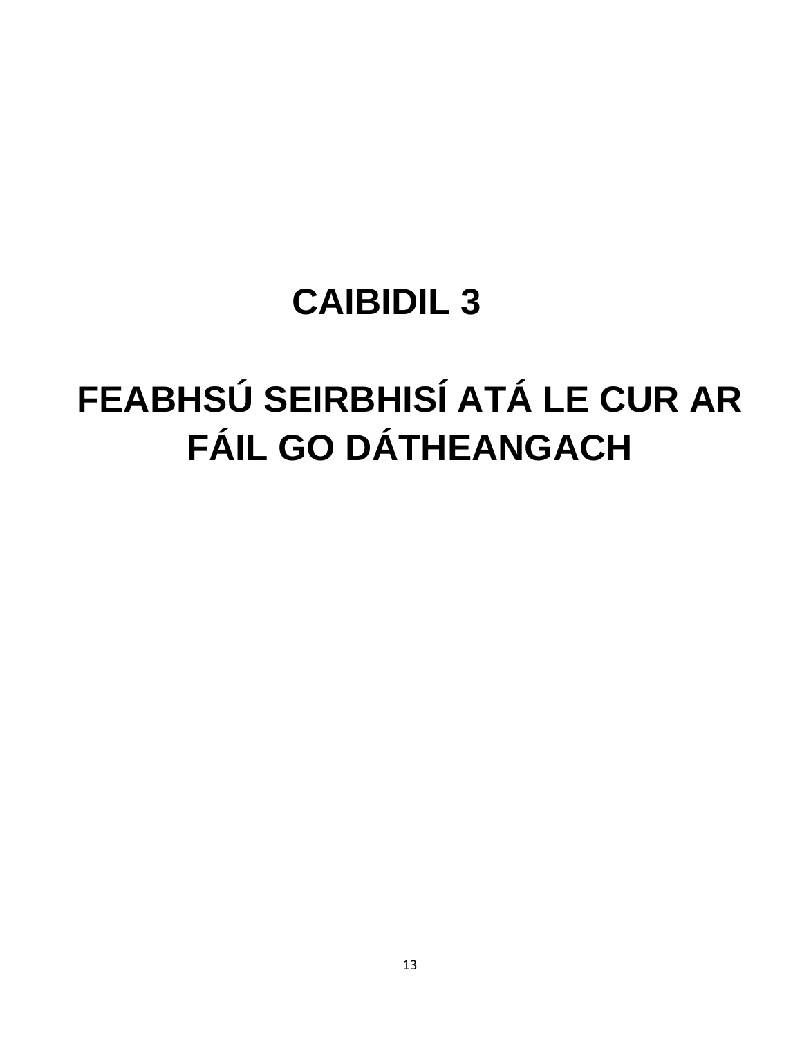# CAIBIDIL 3

# FEABHSÚ SEIRBHISÍ ATÁ LE CUR AR FÁIL GO DÁTHEANGACH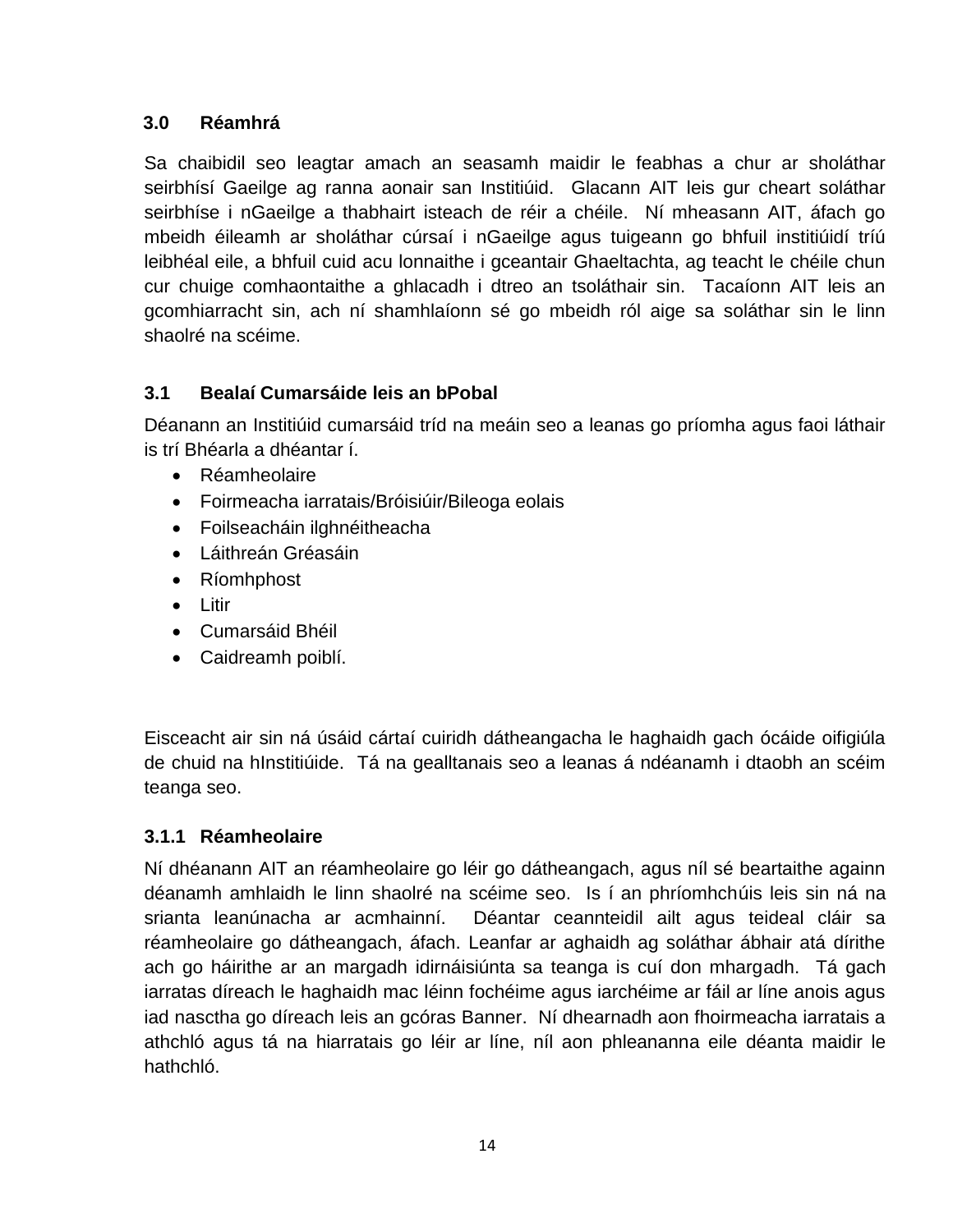## 3.0 Réamhrá

Sa chaibidil seo leagtar amach an seasamh maidir le feabhas a chur ar sholáthar seirbhísí Gaeilge ag ranna aonair san Institiúid. Glacann AIT leis gur cheart soláthar seirbhíse i nGaeilge a thabhairt isteach de réir a chéile. Ní mheasann AIT, áfach go mbeidh éileamh ar sholáthar cúrsaí i nGaeilge agus tuigeann go bhfuil institiúidí tríú leibhéal eile, a bhfuil cuid acu lonnaithe i gceantair Ghaeltachta, ag teacht le chéile chun cur chuige comhaontaithe a ghlacadh i dtreo an tsoláthair sin. Tacaíonn AIT leis an gcomhiarracht sin, ach ní shamhlaíonn sé go mbeidh ról aige sa soláthar sin le linn shaolré na scéime.

## 3.1 Bealaí Cumarsáide leis an bPobal

Déanann an Institiúid cumarsáid tríd na meáin seo a leanas go príomha agus faoi láthair is trí Bhéarla a dhéantar í.

- Réamheolaire
- Foirmeacha iarratais/Bróisiúir/Bileoga eolais
- Foilseacháin ilghnéitheacha
- Láithreán Gréasáin
- Ríomhphost
- Litir
- Cumarsáid Bhéil
- Caidreamh poiblí.

Eisceacht air sin ná úsáid cártaí cuiridh dátheangacha le haghaidh gach ócáide oifigiúla de chuid na hInstitiúide. Tá na gealltanais seo a leanas á ndéanamh i dtaobh an scéim teanga seo.

### 3.1.1 Réamheolaire

Ní dhéanann AIT an réamheolaire go léir go dátheangach, agus níl sé beartaithe againn déanamh amhlaidh le linn shaolré na scéime seo. Is í an phríomhchúis leis sin ná na srianta leanúnacha ar acmhainní. Déantar ceannteidil ailt agus teideal cláir sa réamheolaire go dátheangach, áfach. Leanfar ar aghaidh ag soláthar ábhair atá dírithe ach go háirithe ar an margadh idirnáisiúnta sa teanga is cuí don mhargadh. Tá gach iarratas díreach le haghaidh mac léinn fochéime agus iarchéime ar fáil ar líne anois agus iad nasctha go díreach leis an gcóras Banner. Ní dhearnadh aon fhoirmeacha iarratais a athchló agus tá na hiarratais go léir ar líne, níl aon phleananna eile déanta maidir le hathchló.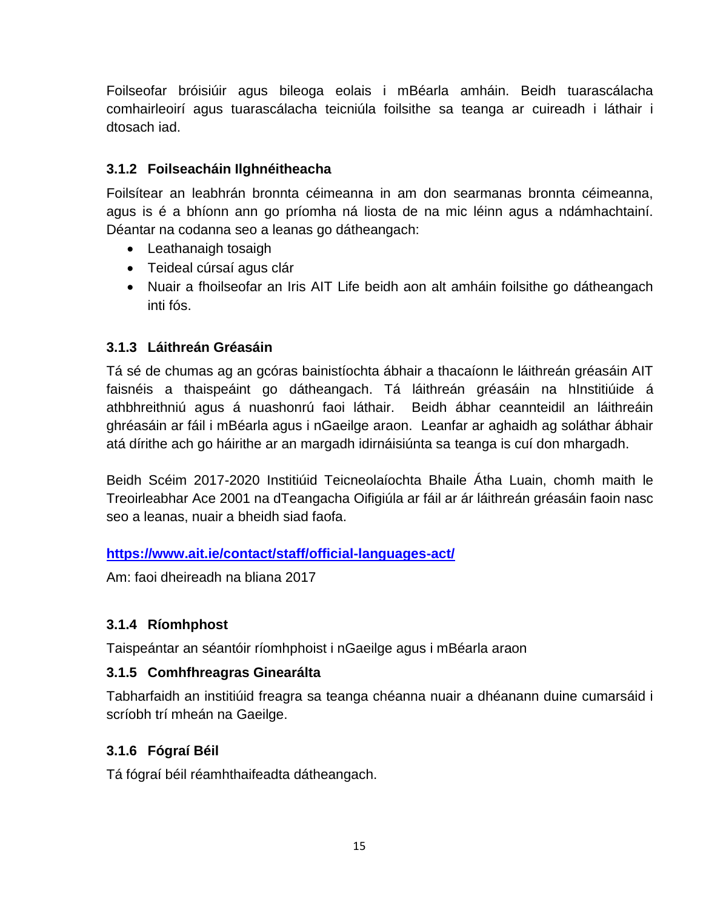Foilseofar bróisiúir agus bileoga eolais i mBéarla amháin. Beidh tuarascálacha comhairleoirí agus tuarascálacha teicniúla foilsithe sa teanga ar cuireadh i láthair i dtosach iad.

### 3.1.2 Foilseacháin Ilghnéitheacha

Foilsítear an leabhrán bronnta céimeanna in am don searmanas bronnta céimeanna, agus is é a bhíonn ann go príomha ná liosta de na mic léinn agus a ndámhachtainí. Déantar na codanna seo a leanas go dátheangach:

- Leathanaigh tosaigh
- Teideal cúrsaí agus clár
- Nuair a fhoilseofar an Iris AIT Life beidh aon alt amháin foilsithe go dátheangach inti fós.

### 3.1.3 Láithreán Gréasáin

Tá sé de chumas ag an gcóras bainistíochta ábhair a thacaíonn le láithreán gréasáin AIT faisnéis a thaispeáint go dátheangach. Tá láithreán gréasáin na hInstitiúide á athbhreithniú agus á nuashonrú faoi láthair. Beidh ábhar ceannteidil an láithreáin ghréasáin ar fáil i mBéarla agus i nGaeilge araon. Leanfar ar aghaidh ag soláthar ábhair atá dírithe ach go háirithe ar an margadh idirnáisiúnta sa teanga is cuí don mhargadh.

Beidh Scéim 2017-2020 Institiúid Teicneolaíochta Bhaile Átha Luain, chomh maith le Treoirleabhar Ace 2001 na dTeangacha Oifigiúla ar fáil ar ár láithreán gréasáin faoin nasc seo a leanas, nuair a bheidh siad faofa.

**https://www.ait.ie/contact/staff/official-languages-act/**

Am: faoi dheireadh na bliana 2017

### 3.1.4 Ríomhphost

Taispeántar an séantóir ríomhphoist i nGaeilge agus i mBéarla araon

### 3.1.5 Comhfhreagras Ginearálta

Tabharfaidh an institiúid freagra sa teanga chéanna nuair a dhéanann duine cumarsáid i scríobh trí mheán na Gaeilge.

### 3.1.6 Fógraí Béil

Tá fógraí béil réamhthaifeadta dátheangach.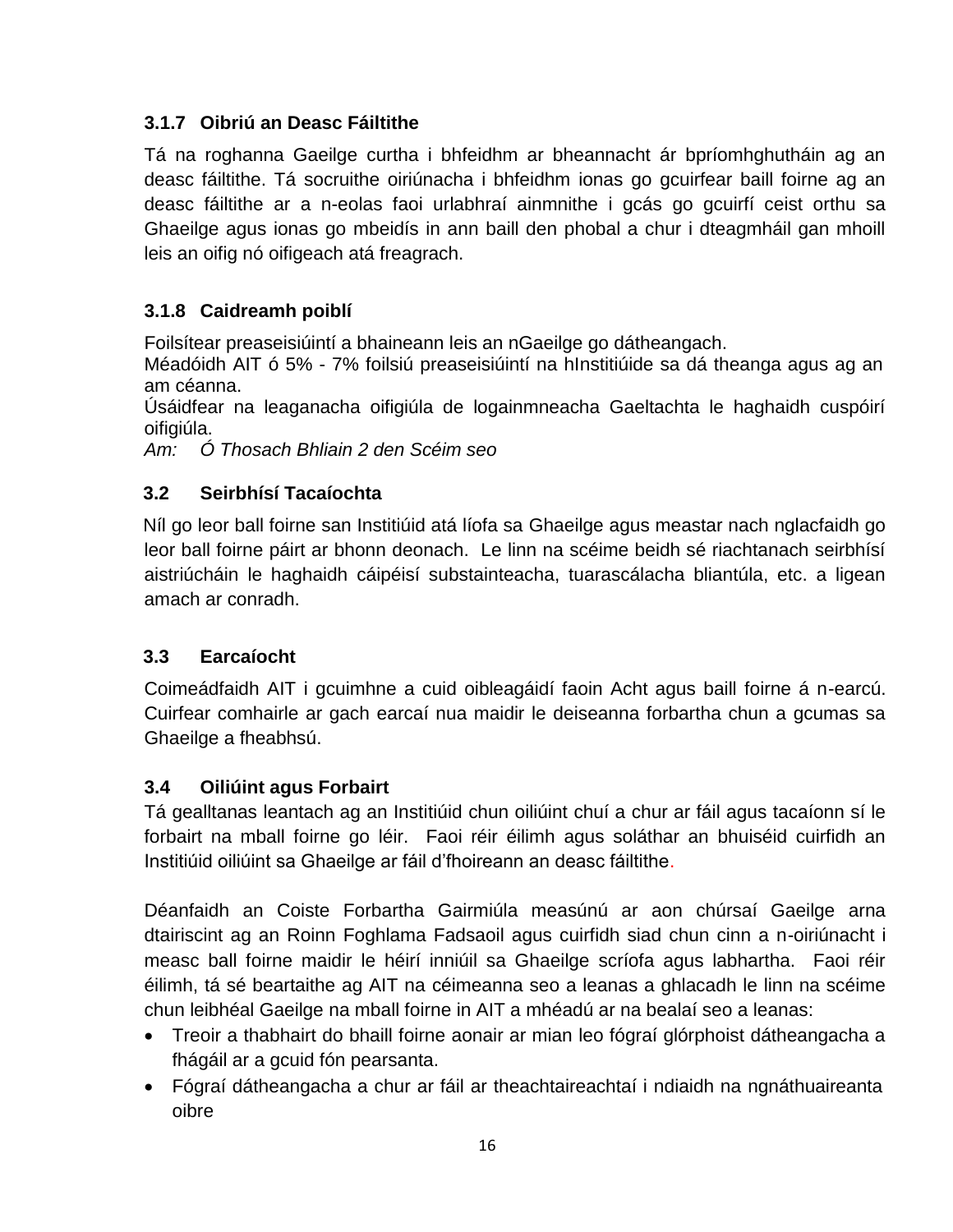### 3.1.7 Oibriú an Deasc Fáiltithe

Tá na roghanna Gaeilge curtha i bhfeidhm ar bheannacht ár bpríomhghutháin ag an deasc fáiltithe. Tá socruithe oiriúnacha i bhfeidhm ionas go gcuirfear baill foirne ag an deasc fáiltithe ar a n-eolas faoi urlabhraí ainmnithe i gcás go gcuirfí ceist orthu sa Ghaeilge agus ionas go mbeidís in ann baill den phobal a chur i dteagmháil gan mhoill leis an oifig nó oifigeach atá freagrach.

### 3.1.8 Caidreamh poiblí

Foilsítear preaseisiúintí a bhaineann leis an nGaeilge go dátheangach.
Méadóidh AIT ó 5% - 7% foilsiú preaseisiúintí na hInstitiúide sa dá theanga agus ag an am céanna.
Úsáidfear na leaganacha oifigiúla de logainmneacha Gaeltachta le haghaidh cuspóirí oifigiúla.
*Am: Ó Thosach Bhliain 2 den Scéim seo*

## 3.2 Seirbhísí Tacaíochta

Níl go leor ball foirne san Institiúid atá líofa sa Ghaeilge agus meastar nach nglacfaidh go leor ball foirne páirt ar bhonn deonach. Le linn na scéime beidh sé riachtanach seirbhísí aistriúcháin le haghaidh cáipéisí substainteacha, tuarascálacha bliantúla, etc. a ligean amach ar conradh.

## 3.3 Earcaíocht

Coimeádfaidh AIT i gcuimhne a cuid oibleagáidí faoin Acht agus baill foirne á n-earcú. Cuirfear comhairle ar gach earcaí nua maidir le deiseanna forbartha chun a gcumas sa Ghaeilge a fheabhsú.

## 3.4 Oiliúint agus Forbairt

Tá gealltanas leantach ag an Institiúid chun oiliúint chuí a chur ar fáil agus tacaíonn sí le forbairt na mball foirne go léir. Faoi réir éilimh agus soláthar an bhuiséid cuirfidh an Institiúid oiliúint sa Ghaeilge ar fáil d'fhoireann an deasc fáiltithe.

Déanfaidh an Coiste Forbartha Gairmiúla measúnú ar aon chúrsaí Gaeilge arna dtairiscint ag an Roinn Foghlama Fadsaoil agus cuirfidh siad chun cinn a n-oiriúnacht i measc ball foirne maidir le héirí inniúil sa Ghaeilge scríofa agus labhartha. Faoi réir éilimh, tá sé beartaithe ag AIT na céimeanna seo a leanas a ghlacadh le linn na scéime chun leibhéal Gaeilge na mball foirne in AIT a mhéadú ar na bealaí seo a leanas:

- Treoir a thabhairt do bhaill foirne aonair ar mian leo fógraí glórphoist dátheangacha a fhágáil ar a gcuid fón pearsanta.
- Fógraí dátheangacha a chur ar fáil ar theachtaireachtaí i ndiaidh na ngnáthuaireanta oibre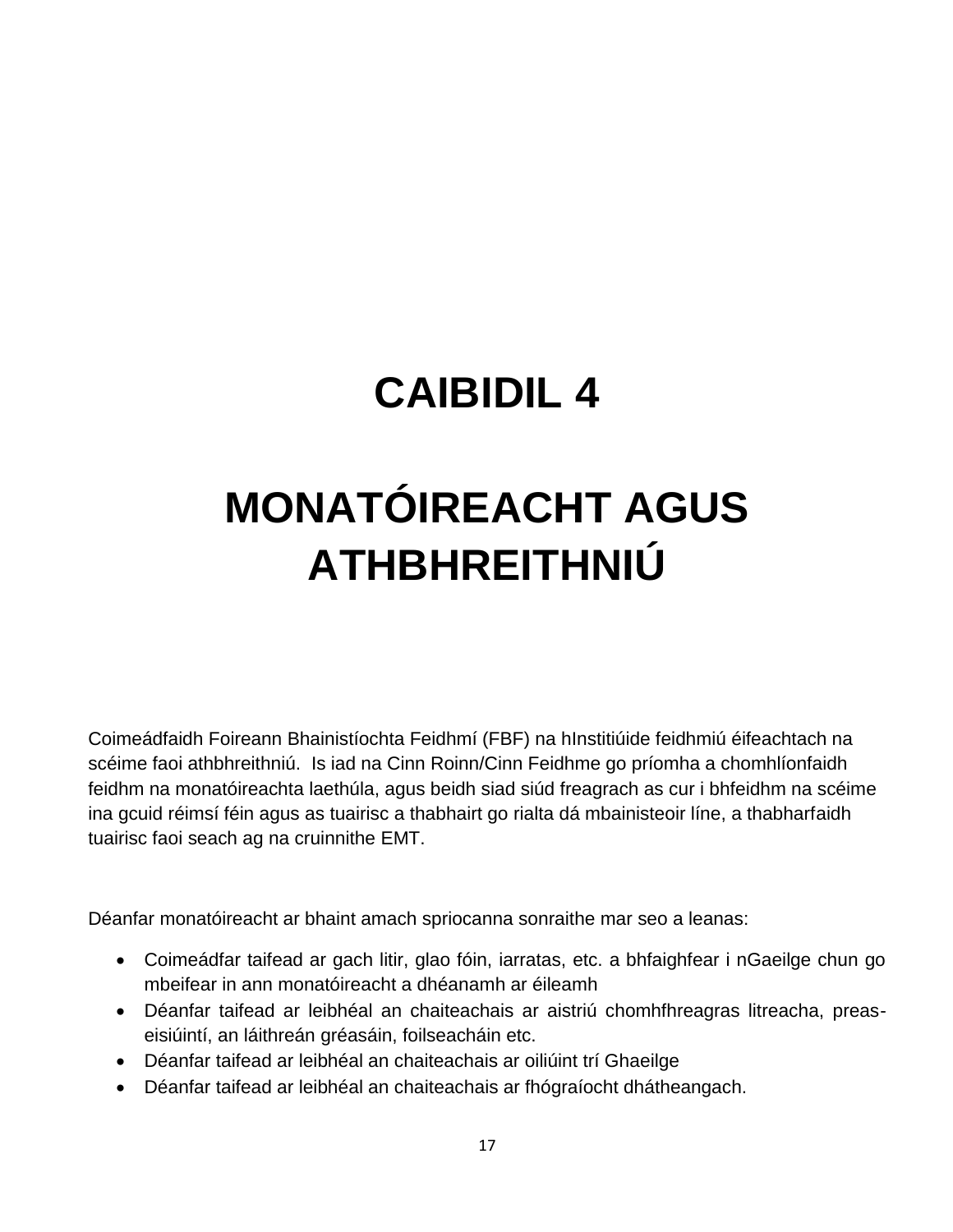# CAIBIDIL 4

# MONATÓIREACHT AGUS ATHBHREITHNIÚ

Coimeádfaidh Foireann Bhainistíochta Feidhmí (FBF) na hInstitiúide feidhmiú éifeachtach na scéime faoi athbhreithniú. Is iad na Cinn Roinn/Cinn Feidhme go príomha a chomhlíonfaidh feidhm na monatóireachta laethúla, agus beidh siad siúd freagrach as cur i bhfeidhm na scéime ina gcuid réimsí féin agus as tuairisc a thabhairt go rialta dá mbainisteoir líne, a thabharfaidh tuairisc faoi seach ag na cruinnithe EMT.

Déanfar monatóireacht ar bhaint amach spriocanna sonraithe mar seo a leanas:

- Coimeádfar taifead ar gach litir, glao fóin, iarratas, etc. a bhfaighfear i nGaeilge chun go mbeifear in ann monatóireacht a dhéanamh ar éileamh
- Déanfar taifead ar leibhéal an chaiteachais ar aistriú chomhfhreagras litreacha, preas-eisiúintí, an láithreán gréasáin, foilseacháin etc.
- Déanfar taifead ar leibhéal an chaiteachais ar oiliúint trí Ghaeilge
- Déanfar taifead ar leibhéal an chaiteachais ar fhógraíocht dhátheangach.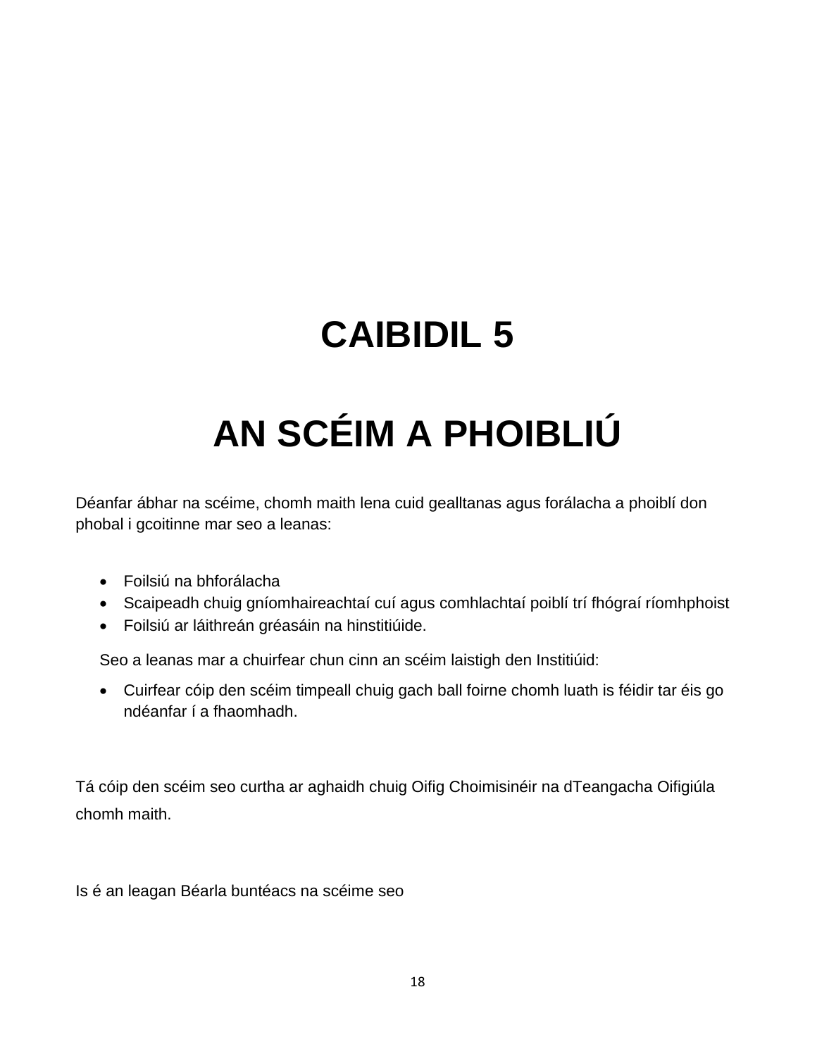# CAIBIDIL 5

# AN SCÉIM A PHOIBLIÚ

Déanfar ábhar na scéime, chomh maith lena cuid gealltanas agus forálacha a phoiblí don phobal i gcoitinne mar seo a leanas:

- Foilsiú na bhforálacha
- Scaipeadh chuig gníomhaireachtaí cuí agus comhlachtaí poiblí trí fhógraí ríomhphoist
- Foilsiú ar láithreán gréasáin na hinstitiúide.

Seo a leanas mar a chuirfear chun cinn an scéim laistigh den Institiúid:

- Cuirfear cóip den scéim timpeall chuig gach ball foirne chomh luath is féidir tar éis go ndéanfar í a fhaomhadh.

Tá cóip den scéim seo curtha ar aghaidh chuig Oifig Choimisinéir na dTeangacha Oifigiúla chomh maith.

Is é an leagan Béarla buntéacs na scéime seo